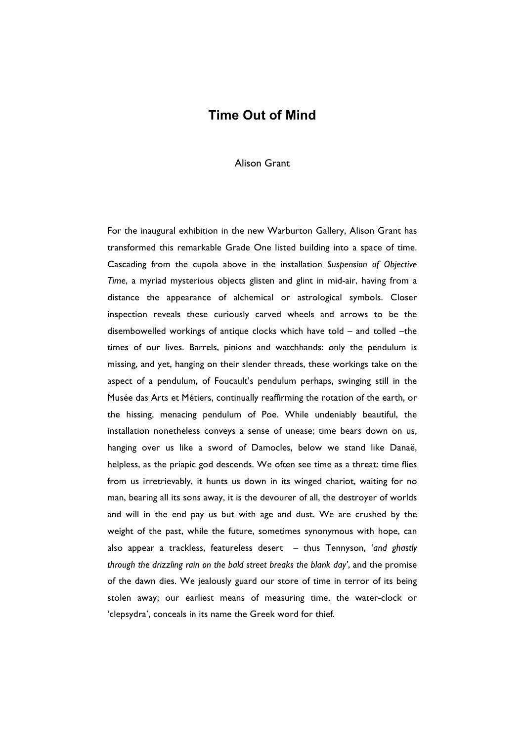# Time Out of Mind

Alison Grant

For the inaugural exhibition in the new Warburton Gallery, Alison Grant has transformed this remarkable Grade One listed building into a space of time. Cascading from the cupola above in the installation *Suspension of Objective Time*, a myriad mysterious objects glisten and glint in mid-air, having from a distance the appearance of alchemical or astrological symbols. Closer inspection reveals these curiously carved wheels and arrows to be the disembowelled workings of antique clocks which have told – and tolled –the times of our lives. Barrels, pinions and watchhands: only the pendulum is missing, and yet, hanging on their slender threads, these workings take on the aspect of a pendulum, of Foucault's pendulum perhaps, swinging still in the Musée das Arts et Métiers, continually reaffirming the rotation of the earth, or the hissing, menacing pendulum of Poe. While undeniably beautiful, the installation nonetheless conveys a sense of unease; time bears down on us, hanging over us like a sword of Damocles, below we stand like Danaë, helpless, as the priapic god descends. We often see time as a threat: time flies from us irretrievably, it hunts us down in its winged chariot, waiting for no man, bearing all its sons away, it is the devourer of all, the destroyer of worlds and will in the end pay us but with age and dust. We are crushed by the weight of the past, while the future, sometimes synonymous with hope, can also appear a trackless, featureless desert – thus Tennyson, '*and ghastly through the drizzling rain on the bald street breaks the blank day'*, and the promise of the dawn dies. We jealously guard our store of time in terror of its being stolen away; our earliest means of measuring time, the water-clock or 'clepsydra', conceals in its name the Greek word for thief.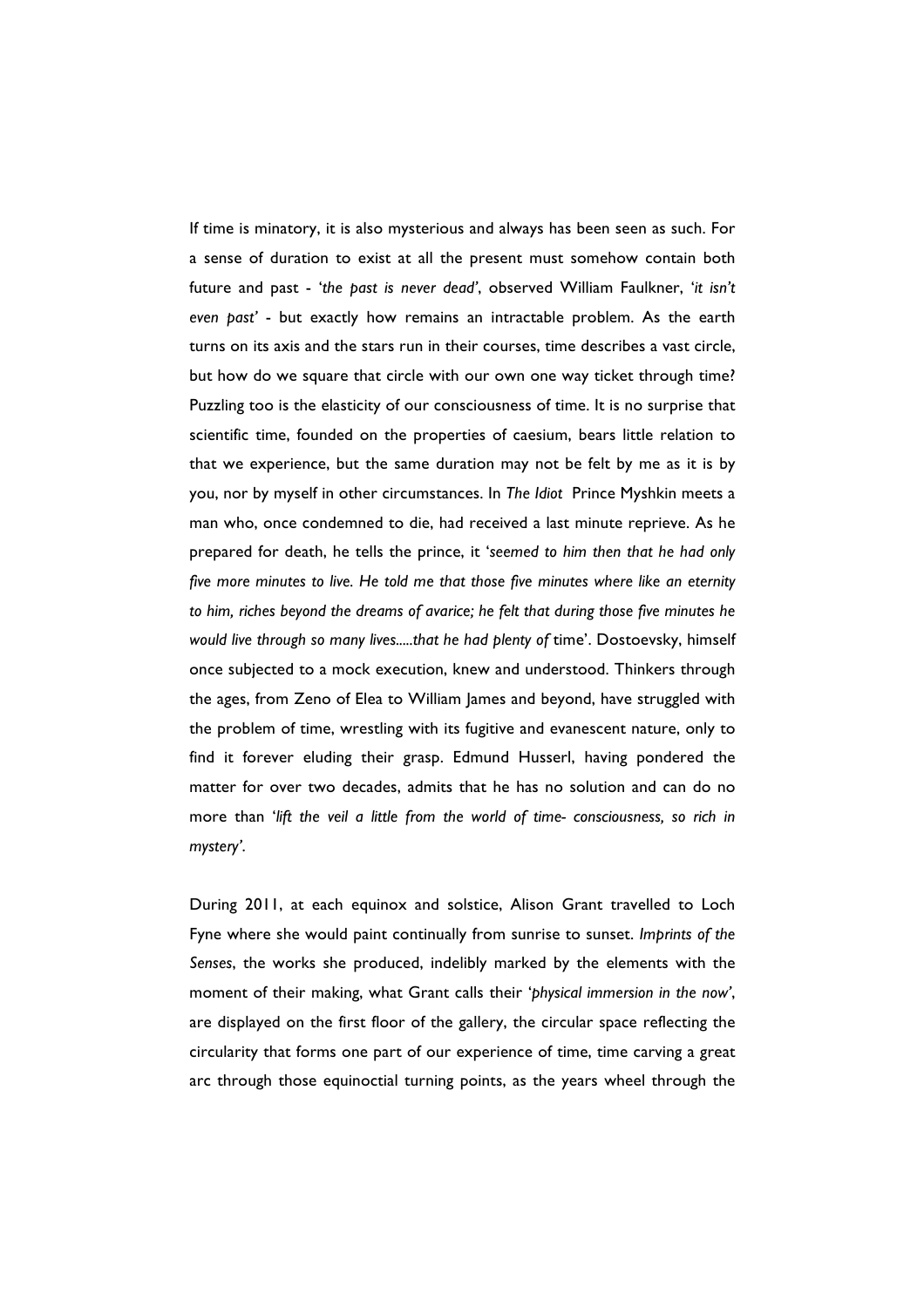If time is minatory, it is also mysterious and always has been seen as such. For a sense of duration to exist at all the present must somehow contain both future and past - '*the past is never dead'*, observed William Faulkner, '*it isn't even past'* - but exactly how remains an intractable problem. As the earth turns on its axis and the stars run in their courses, time describes a vast circle, but how do we square that circle with our own one way ticket through time? Puzzling too is the elasticity of our consciousness of time. It is no surprise that scientific time, founded on the properties of caesium, bears little relation to that we experience, but the same duration may not be felt by me as it is by you, nor by myself in other circumstances. In *The Idiot* Prince Myshkin meets a man who, once condemned to die, had received a last minute reprieve. As he prepared for death, he tells the prince, it '*seemed to him then that he had only five more minutes to live. He told me that those five minutes where like an eternity to him, riches beyond the dreams of avarice; he felt that during those five minutes he would live through so many lives.....that he had plenty of* time'. Dostoevsky, himself once subjected to a mock execution, knew and understood. Thinkers through the ages, from Zeno of Elea to William James and beyond, have struggled with the problem of time, wrestling with its fugitive and evanescent nature, only to find it forever eluding their grasp. Edmund Husserl, having pondered the matter for over two decades, admits that he has no solution and can do no more than '*lift the veil a little from the world of time- consciousness, so rich in mystery'*.

During 2011, at each equinox and solstice, Alison Grant travelled to Loch Fyne where she would paint continually from sunrise to sunset. *Imprints of the Senses*, the works she produced, indelibly marked by the elements with the moment of their making, what Grant calls their '*physical immersion in the now'*, are displayed on the first floor of the gallery, the circular space reflecting the circularity that forms one part of our experience of time, time carving a great arc through those equinoctial turning points, as the years wheel through the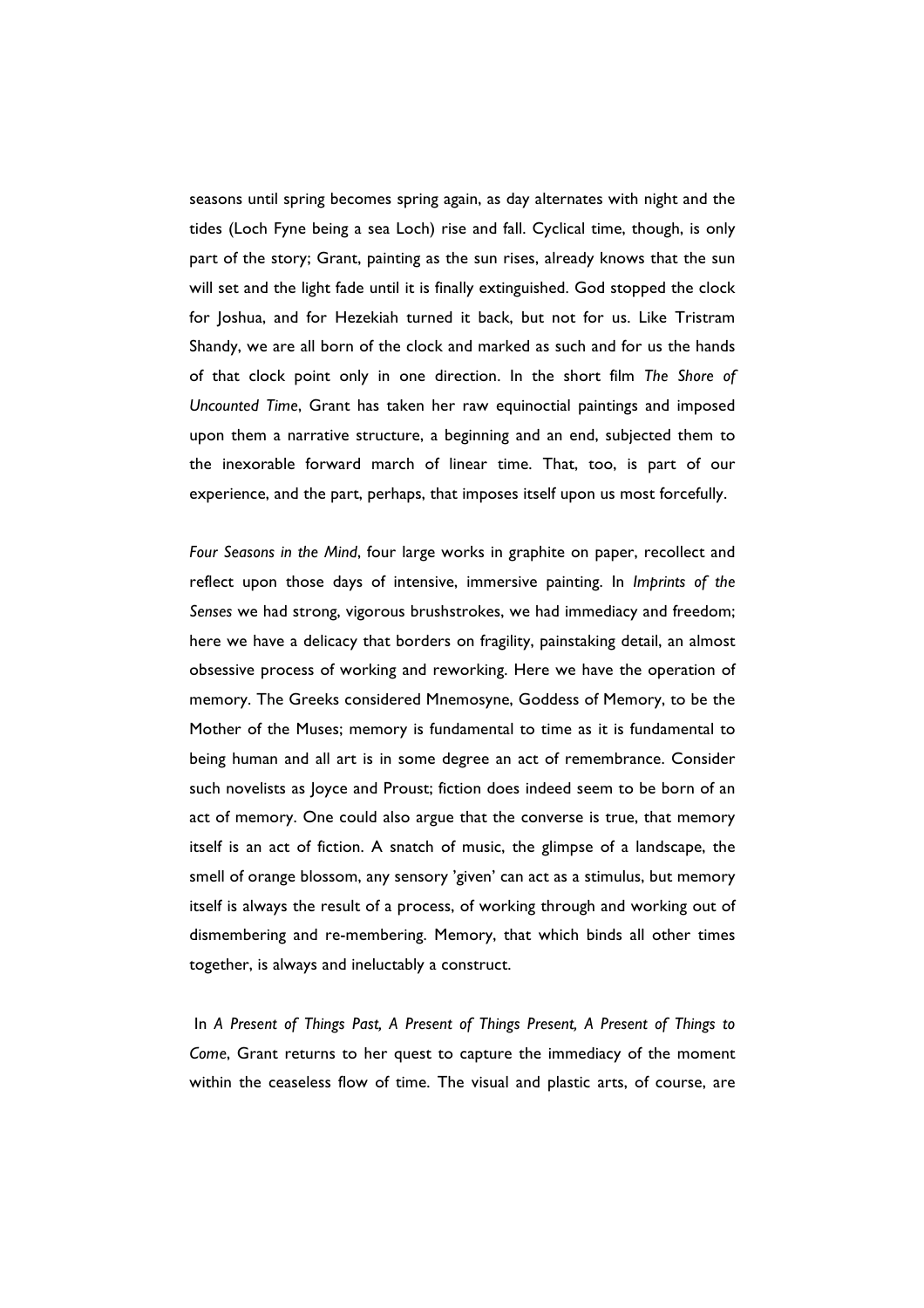seasons until spring becomes spring again, as day alternates with night and the tides (Loch Fyne being a sea Loch) rise and fall. Cyclical time, though, is only part of the story; Grant, painting as the sun rises, already knows that the sun will set and the light fade until it is finally extinguished. God stopped the clock for Joshua, and for Hezekiah turned it back, but not for us. Like Tristram Shandy, we are all born of the clock and marked as such and for us the hands of that clock point only in one direction. In the short film *The Shore of Uncounted Time*, Grant has taken her raw equinoctial paintings and imposed upon them a narrative structure, a beginning and an end, subjected them to the inexorable forward march of linear time. That, too, is part of our experience, and the part, perhaps, that imposes itself upon us most forcefully.

*Four Seasons in the Mind*, four large works in graphite on paper, recollect and reflect upon those days of intensive, immersive painting. In *Imprints of the Senses* we had strong, vigorous brushstrokes, we had immediacy and freedom; here we have a delicacy that borders on fragility, painstaking detail, an almost obsessive process of working and reworking. Here we have the operation of memory. The Greeks considered Mnemosyne, Goddess of Memory, to be the Mother of the Muses; memory is fundamental to time as it is fundamental to being human and all art is in some degree an act of remembrance. Consider such novelists as Joyce and Proust; fiction does indeed seem to be born of an act of memory. One could also argue that the converse is true, that memory itself is an act of fiction. A snatch of music, the glimpse of a landscape, the smell of orange blossom, any sensory 'given' can act as a stimulus, but memory itself is always the result of a process, of working through and working out of dismembering and re-membering. Memory, that which binds all other times together, is always and ineluctably a construct.

In *A Present of Things Past, A Present of Things Present, A Present of Things to Come*, Grant returns to her quest to capture the immediacy of the moment within the ceaseless flow of time. The visual and plastic arts, of course, are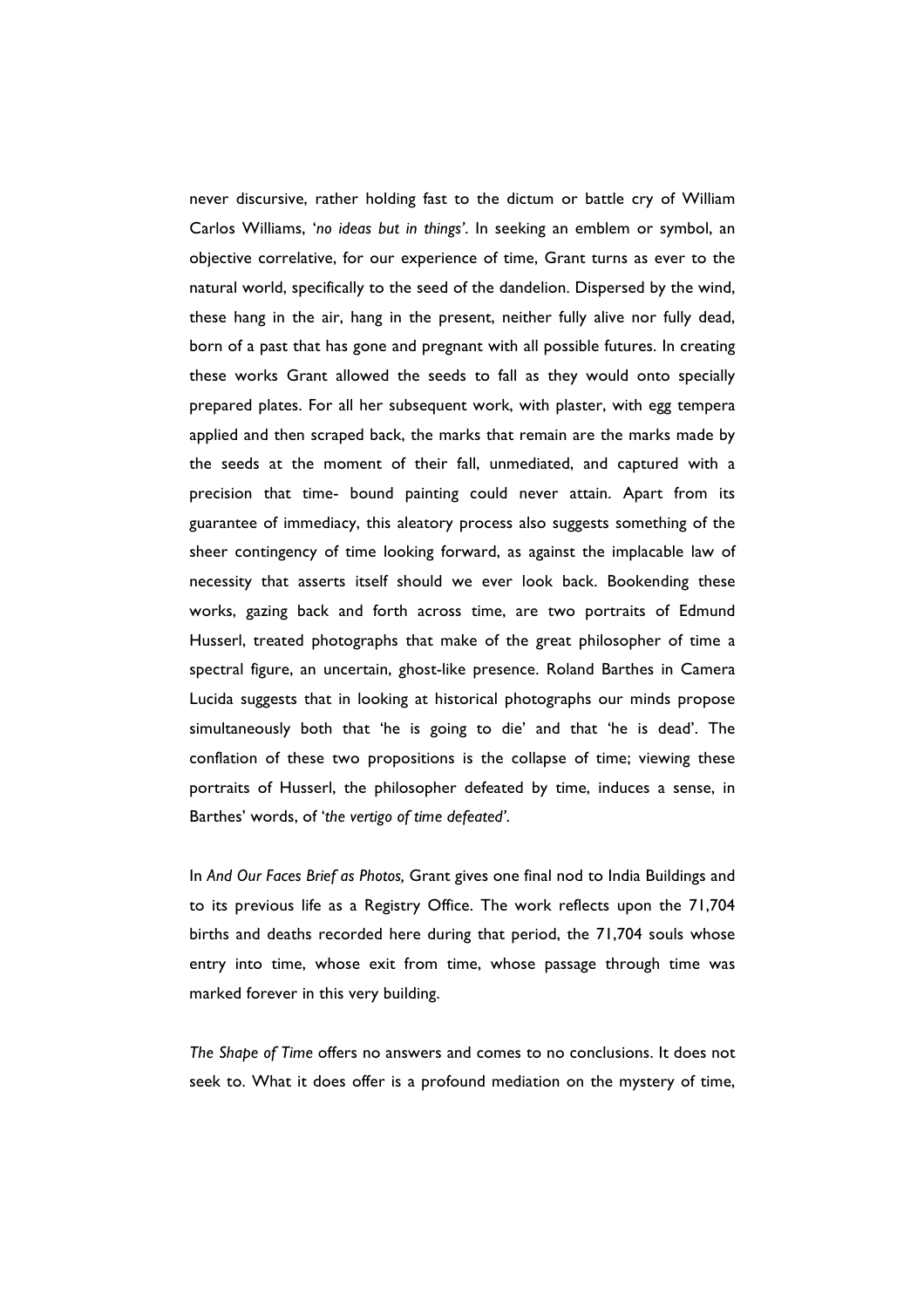never discursive, rather holding fast to the dictum or battle cry of William Carlos Williams, '*no ideas but in things'*. In seeking an emblem or symbol, an objective correlative, for our experience of time, Grant turns as ever to the natural world, specifically to the seed of the dandelion. Dispersed by the wind, these hang in the air, hang in the present, neither fully alive nor fully dead, born of a past that has gone and pregnant with all possible futures. In creating these works Grant allowed the seeds to fall as they would onto specially prepared plates. For all her subsequent work, with plaster, with egg tempera applied and then scraped back, the marks that remain are the marks made by the seeds at the moment of their fall, unmediated, and captured with a precision that time- bound painting could never attain. Apart from its guarantee of immediacy, this aleatory process also suggests something of the sheer contingency of time looking forward, as against the implacable law of necessity that asserts itself should we ever look back. Bookending these works, gazing back and forth across time, are two portraits of Edmund Husserl, treated photographs that make of the great philosopher of time a spectral figure, an uncertain, ghost-like presence. Roland Barthes in Camera Lucida suggests that in looking at historical photographs our minds propose simultaneously both that 'he is going to die' and that 'he is dead'. The conflation of these two propositions is the collapse of time; viewing these portraits of Husserl, the philosopher defeated by time, induces a sense, in Barthes' words, of '*the vertigo of time defeated'*.

In *And Our Faces Brief as Photos,* Grant gives one final nod to India Buildings and to its previous life as a Registry Office. The work reflects upon the 71,704 births and deaths recorded here during that period, the 71,704 souls whose entry into time, whose exit from time, whose passage through time was marked forever in this very building.

*The Shape of Time* offers no answers and comes to no conclusions. It does not seek to. What it does offer is a profound mediation on the mystery of time,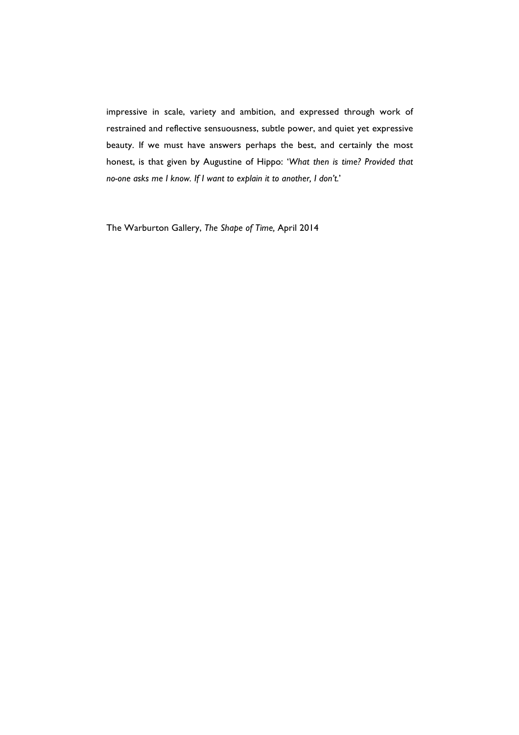impressive in scale, variety and ambition, and expressed through work of restrained and reflective sensuousness, subtle power, and quiet yet expressive beauty. If we must have answers perhaps the best, and certainly the most honest, is that given by Augustine of Hippo: '*What then is time? Provided that no-one asks me I know. If I want to explain it to another, I don't.*'

The Warburton Gallery, *The Shape of Time,* April 2014